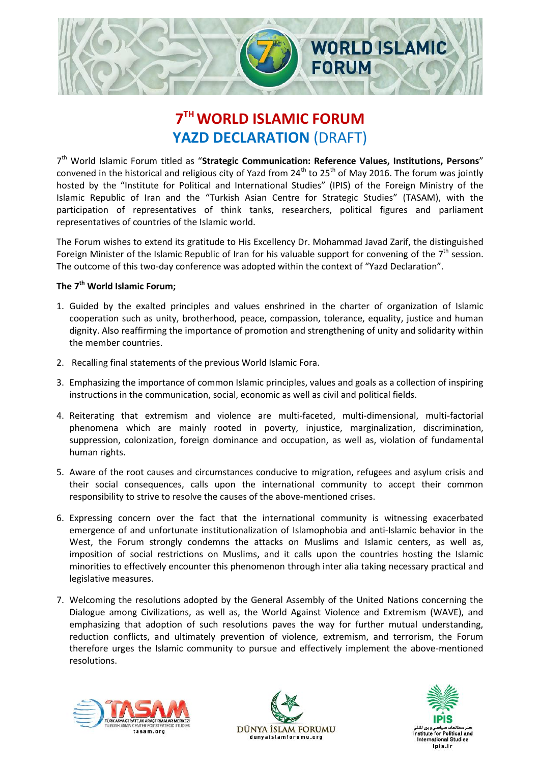# 7TH WORLD ISLAMIC FORUM
## YAZD DECLARATION (DRAFT)

7th World Islamic Forum titled as "**Strategic Communication: Reference Values, Institutions, Persons**" convened in the historical and religious city of Yazd from 24th to 25th of May 2016. The forum was jointly hosted by the "Institute for Political and International Studies" (IPIS) of the Foreign Ministry of the Islamic Republic of Iran and the "Turkish Asian Centre for Strategic Studies" (TASAM), with the participation of representatives of think tanks, researchers, political figures and parliament representatives of countries of the Islamic world.

The Forum wishes to extend its gratitude to His Excellency Dr. Mohammad Javad Zarif, the distinguished Foreign Minister of the Islamic Republic of Iran for his valuable support for convening of the 7th session. The outcome of this two-day conference was adopted within the context of "Yazd Declaration".

**The 7th World Islamic Forum;**

1. Guided by the exalted principles and values enshrined in the charter of organization of Islamic cooperation such as unity, brotherhood, peace, compassion, tolerance, equality, justice and human dignity. Also reaffirming the importance of promotion and strengthening of unity and solidarity within the member countries.

2. Recalling final statements of the previous World Islamic Fora.

3. Emphasizing the importance of common Islamic principles, values and goals as a collection of inspiring instructions in the communication, social, economic as well as civil and political fields.

4. Reiterating that extremism and violence are multi-faceted, multi-dimensional, multi-factorial phenomena which are mainly rooted in poverty, injustice, marginalization, discrimination, suppression, colonization, foreign dominance and occupation, as well as, violation of fundamental human rights.

5. Aware of the root causes and circumstances conducive to migration, refugees and asylum crisis and their social consequences, calls upon the international community to accept their common responsibility to strive to resolve the causes of the above-mentioned crises.

6. Expressing concern over the fact that the international community is witnessing exacerbated emergence of and unfortunate institutionalization of Islamophobia and anti-Islamic behavior in the West, the Forum strongly condemns the attacks on Muslims and Islamic centers, as well as, imposition of social restrictions on Muslims, and it calls upon the countries hosting the Islamic minorities to effectively encounter this phenomenon through inter alia taking necessary practical and legislative measures.

7. Welcoming the resolutions adopted by the General Assembly of the United Nations concerning the Dialogue among Civilizations, as well as, the World Against Violence and Extremism (WAVE), and emphasizing that adoption of such resolutions paves the way for further mutual understanding, reduction conflicts, and ultimately prevention of violence, extremism, and terrorism, the Forum therefore urges the Islamic community to pursue and effectively implement the above-mentioned resolutions.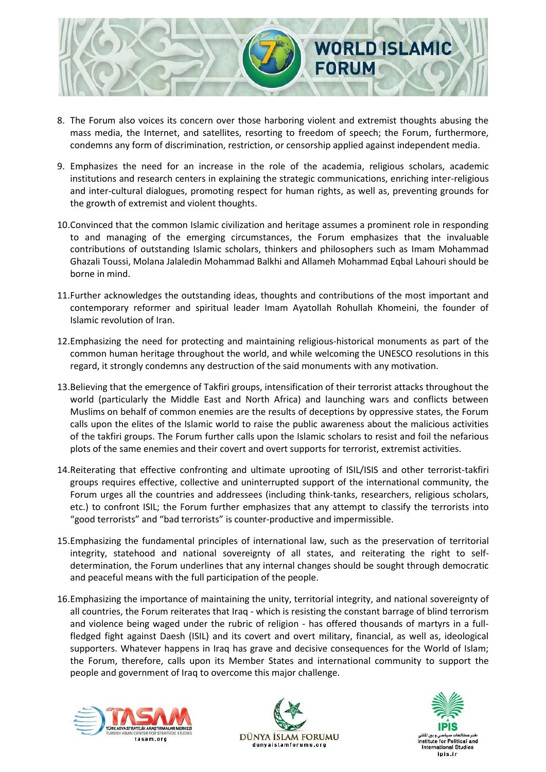8. The Forum also voices its concern over those harboring violent and extremist thoughts abusing the mass media, the Internet, and satellites, resorting to freedom of speech; the Forum, furthermore, condemns any form of discrimination, restriction, or censorship applied against independent media.

9. Emphasizes the need for an increase in the role of the academia, religious scholars, academic institutions and research centers in explaining the strategic communications, enriching inter-religious and inter-cultural dialogues, promoting respect for human rights, as well as, preventing grounds for the growth of extremist and violent thoughts.

10. Convinced that the common Islamic civilization and heritage assumes a prominent role in responding to and managing of the emerging circumstances, the Forum emphasizes that the invaluable contributions of outstanding Islamic scholars, thinkers and philosophers such as Imam Mohammad Ghazali Toussi, Molana Jalaledin Mohammad Balkhi and Allameh Mohammad Eqbal Lahouri should be borne in mind.

11. Further acknowledges the outstanding ideas, thoughts and contributions of the most important and contemporary reformer and spiritual leader Imam Ayatollah Rohullah Khomeini, the founder of Islamic revolution of Iran.

12. Emphasizing the need for protecting and maintaining religious-historical monuments as part of the common human heritage throughout the world, and while welcoming the UNESCO resolutions in this regard, it strongly condemns any destruction of the said monuments with any motivation.

13. Believing that the emergence of Takfiri groups, intensification of their terrorist attacks throughout the world (particularly the Middle East and North Africa) and launching wars and conflicts between Muslims on behalf of common enemies are the results of deceptions by oppressive states, the Forum calls upon the elites of the Islamic world to raise the public awareness about the malicious activities of the takfiri groups. The Forum further calls upon the Islamic scholars to resist and foil the nefarious plots of the same enemies and their covert and overt supports for terrorist, extremist activities.

14. Reiterating that effective confronting and ultimate uprooting of ISIL/ISIS and other terrorist-takfiri groups requires effective, collective and uninterrupted support of the international community, the Forum urges all the countries and addressees (including think-tanks, researchers, religious scholars, etc.) to confront ISIL; the Forum further emphasizes that any attempt to classify the terrorists into "good terrorists" and "bad terrorists" is counter-productive and impermissible.

15. Emphasizing the fundamental principles of international law, such as the preservation of territorial integrity, statehood and national sovereignty of all states, and reiterating the right to self-determination, the Forum underlines that any internal changes should be sought through democratic and peaceful means with the full participation of the people.

16. Emphasizing the importance of maintaining the unity, territorial integrity, and national sovereignty of all countries, the Forum reiterates that Iraq - which is resisting the constant barrage of blind terrorism and violence being waged under the rubric of religion - has offered thousands of martyrs in a full-fledged fight against Daesh (ISIL) and its covert and overt military, financial, as well as, ideological supporters. Whatever happens in Iraq has grave and decisive consequences for the World of Islam; the Forum, therefore, calls upon its Member States and international community to support the people and government of Iraq to overcome this major challenge.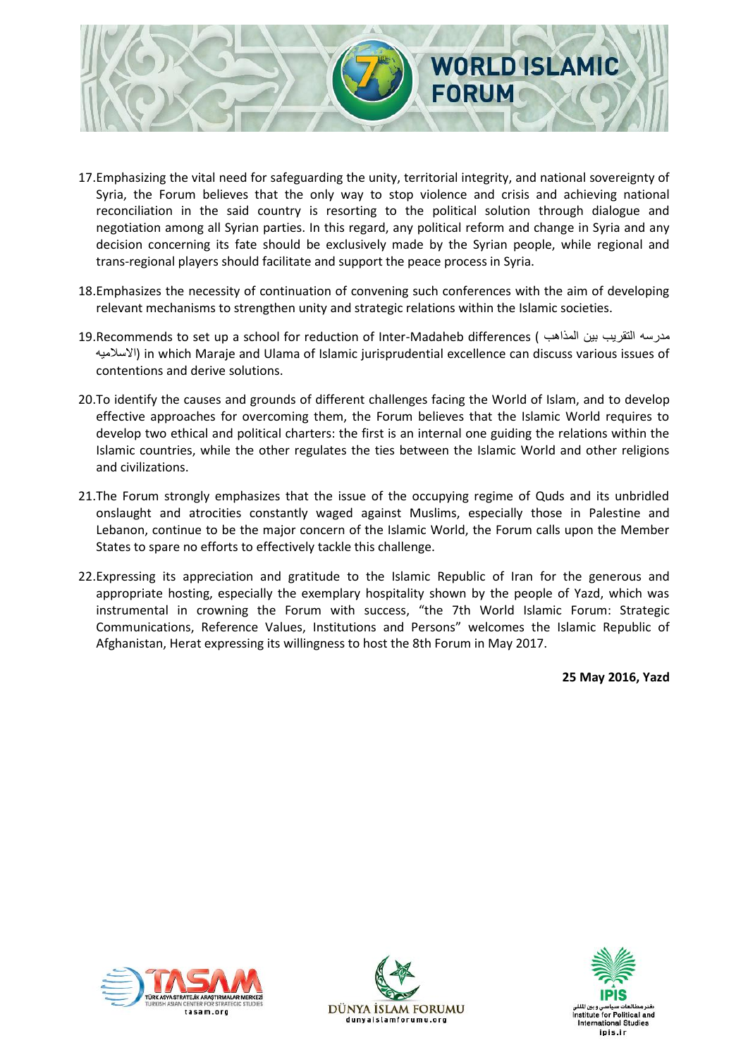17. Emphasizing the vital need for safeguarding the unity, territorial integrity, and national sovereignty of Syria, the Forum believes that the only way to stop violence and crisis and achieving national reconciliation in the said country is resorting to the political solution through dialogue and negotiation among all Syrian parties. In this regard, any political reform and change in Syria and any decision concerning its fate should be exclusively made by the Syrian people, while regional and trans-regional players should facilitate and support the peace process in Syria.

18. Emphasizes the necessity of continuation of convening such conferences with the aim of developing relevant mechanisms to strengthen unity and strategic relations within the Islamic societies.

19. Recommends to set up a school for reduction of Inter-Madaheb differences (مدرسه التقریب بین المذاهب الاسلامیه) in which Maraje and Ulama of Islamic jurisprudential excellence can discuss various issues of contentions and derive solutions.

20. To identify the causes and grounds of different challenges facing the World of Islam, and to develop effective approaches for overcoming them, the Forum believes that the Islamic World requires to develop two ethical and political charters: the first is an internal one guiding the relations within the Islamic countries, while the other regulates the ties between the Islamic World and other religions and civilizations.

21. The Forum strongly emphasizes that the issue of the occupying regime of Quds and its unbridled onslaught and atrocities constantly waged against Muslims, especially those in Palestine and Lebanon, continue to be the major concern of the Islamic World, the Forum calls upon the Member States to spare no efforts to effectively tackle this challenge.

22. Expressing its appreciation and gratitude to the Islamic Republic of Iran for the generous and appropriate hosting, especially the exemplary hospitality shown by the people of Yazd, which was instrumental in crowning the Forum with success, "the 7th World Islamic Forum: Strategic Communications, Reference Values, Institutions and Persons" welcomes the Islamic Republic of Afghanistan, Herat expressing its willingness to host the 8th Forum in May 2017.

**25 May 2016, Yazd**